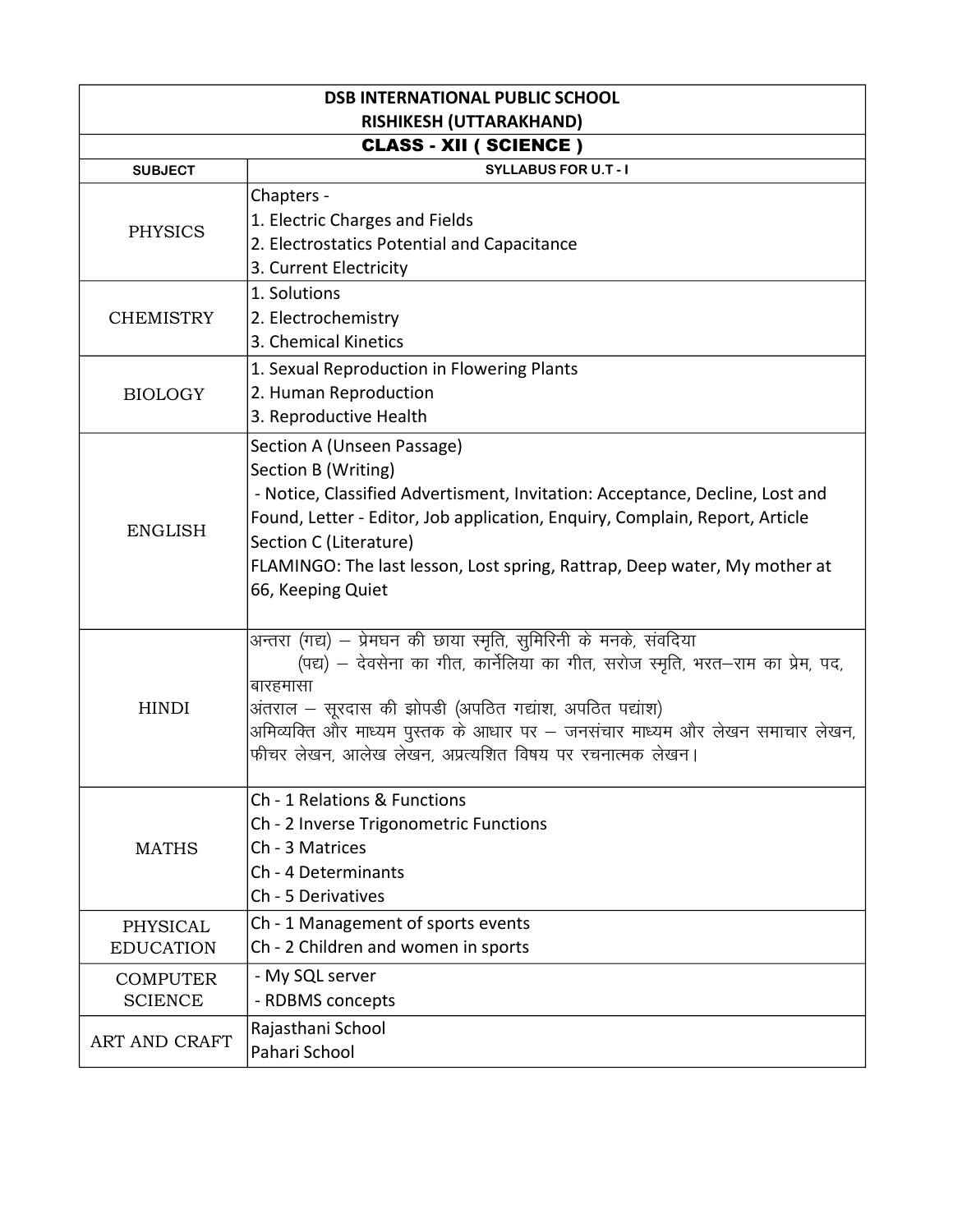# DSB INTERNATIONAL PUBLIC SCHOOL
## RISHIKESH (UTTARAKHAND)
### CLASS - XII ( SCIENCE )

| SUBJECT | SYLLABUS FOR U.T - I |
| --- | --- |
| PHYSICS | Chapters -<br>1. Electric Charges and Fields<br>2. Electrostatics Potential and Capacitance<br>3. Current Electricity |
| CHEMISTRY | 1. Solutions<br>2. Electrochemistry<br>3. Chemical Kinetics |
| BIOLOGY | 1. Sexual Reproduction in Flowering Plants<br>2. Human Reproduction<br>3. Reproductive Health |
| ENGLISH | Section A (Unseen Passage)<br>Section B (Writing)<br>- Notice, Classified Advertisment, Invitation: Acceptance, Decline, Lost and Found, Letter - Editor, Job application, Enquiry, Complain, Report, Article<br>Section C (Literature)<br>FLAMINGO: The last lesson, Lost spring, Rattrap, Deep water, My mother at 66, Keeping Quiet |
| HINDI | अन्तरा (गद्य) – प्रेमघन की छाया स्मृति, सुमिरिनी के मनके, संवदिया<br>(पद्य) – देवसेना का गीत, कार्नेलिया का गीत, सरोज स्मृति, भरत–राम का प्रेम, पद, बारहमासा<br>अंतराल – सूरदास की झोपडी (अपठित गद्यांश, अपठित पद्यांश)<br>अभिव्यक्ति और माध्यम पुस्तक के आधार पर – जनसंचार माध्यम और लेखन समाचार लेखन, फीचर लेखन, आलेख लेखन, अप्रत्यशित विषय पर रचनात्मक लेखन। |
| MATHS | Ch - 1 Relations & Functions<br>Ch - 2 Inverse Trigonometric Functions<br>Ch - 3 Matrices<br>Ch - 4 Determinants<br>Ch - 5 Derivatives |
| PHYSICAL EDUCATION | Ch - 1 Management of sports events<br>Ch - 2 Children and women in sports |
| COMPUTER SCIENCE | - My SQL server<br>- RDBMS concepts |
| ART AND CRAFT | Rajasthani School<br>Pahari School |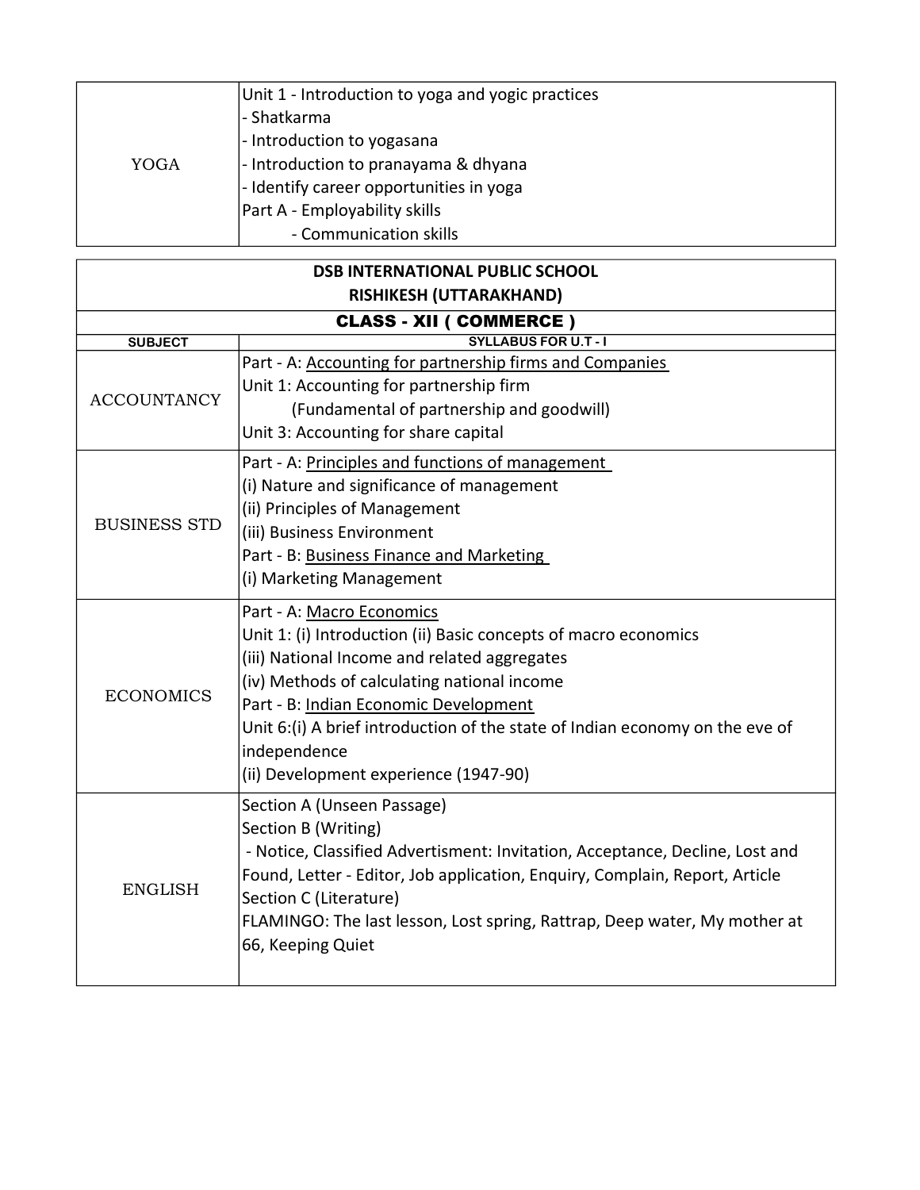| | |
|---|---|
| YOGA | Unit 1 - Introduction to yoga and yogic practices<br>- Shatkarma<br>- Introduction to yogasana<br>- Introduction to pranayama & dhyana<br>- Identify career opportunities in yoga<br>Part A - Employability skills<br>- Communication skills |

**DSB INTERNATIONAL PUBLIC SCHOOL**
**RISHIKESH (UTTARAKHAND)**

**CLASS - XII ( COMMERCE )**

| SUBJECT | SYLLABUS FOR U.T - I |
|---|---|
| ACCOUNTANCY | Part - A: <u>Accounting for partnership firms and Companies</u><br>Unit 1: Accounting for partnership firm<br>(Fundamental of partnership and goodwill)<br>Unit 3: Accounting for share capital |
| BUSINESS STD | Part - A: <u>Principles and functions of management</u><br>(i) Nature and significance of management<br>(ii) Principles of Management<br>(iii) Business Environment<br>Part - B: <u>Business Finance and Marketing</u><br>(i) Marketing Management |
| ECONOMICS | Part - A: <u>Macro Economics</u><br>Unit 1: (i) Introduction (ii) Basic concepts of macro economics<br>(iii) National Income and related aggregates<br>(iv) Methods of calculating national income<br>Part - B: <u>Indian Economic Development</u><br>Unit 6:(i) A brief introduction of the state of Indian economy on the eve of independence<br>(ii) Development experience (1947-90) |
| ENGLISH | Section A (Unseen Passage)<br>Section B (Writing)<br>- Notice, Classified Advertisment: Invitation, Acceptance, Decline, Lost and Found, Letter - Editor, Job application, Enquiry, Complain, Report, Article<br>Section C (Literature)<br>FLAMINGO: The last lesson, Lost spring, Rattrap, Deep water, My mother at 66, Keeping Quiet |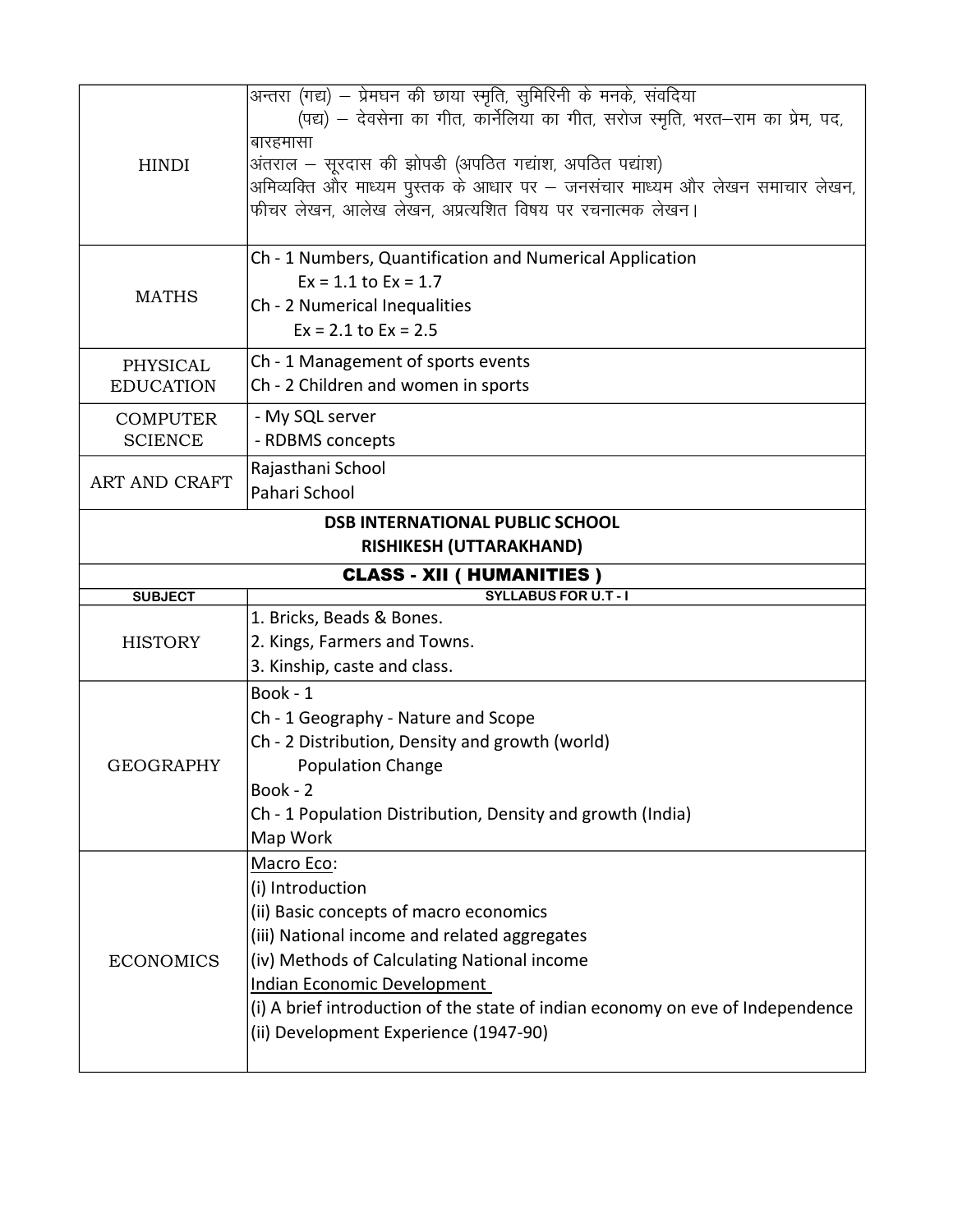| | |
|---|---|
| HINDI | अन्तरा (गद्य) – प्रेमघन की छाया स्मृति, सुमिरिनी के मनके, संवदिया<br>(पद्य) – देवसेना का गीत, कार्नेलिया का गीत, सरोज स्मृति, भरत–राम का प्रेम, पद, बारहमासा<br>अंतराल – सूरदास की झोपडी (अपठित गद्यांश, अपठित पद्यांश)<br>अभिव्यक्ति और माध्यम पुस्तक के आधार पर – जनसंचार माध्यम और लेखन समाचार लेखन, फीचर लेखन, आलेख लेखन, अप्रत्यशित विषय पर रचनात्मक लेखन। |
| MATHS | Ch - 1 Numbers, Quantification and Numerical Application<br>Ex = 1.1 to Ex = 1.7<br>Ch - 2 Numerical Inequalities<br>Ex = 2.1 to Ex = 2.5 |
| PHYSICAL EDUCATION | Ch - 1 Management of sports events<br>Ch - 2 Children and women in sports |
| COMPUTER SCIENCE | - My SQL server<br>- RDBMS concepts |
| ART AND CRAFT | Rajasthani School<br>Pahari School |

**DSB INTERNATIONAL PUBLIC SCHOOL**
**RISHIKESH (UTTARAKHAND)**

## CLASS - XII ( HUMANITIES )

| SUBJECT | SYLLABUS FOR U.T - I |
|---|---|
| HISTORY | 1. Bricks, Beads & Bones.<br>2. Kings, Farmers and Towns.<br>3. Kinship, caste and class. |
| GEOGRAPHY | Book - 1<br>Ch - 1 Geography - Nature and Scope<br>Ch - 2 Distribution, Density and growth (world)<br>Population Change<br>Book - 2<br>Ch - 1 Population Distribution, Density and growth (India)<br>Map Work |
| ECONOMICS | Macro Eco:<br>(i) Introduction<br>(ii) Basic concepts of macro economics<br>(iii) National income and related aggregates<br>(iv) Methods of Calculating National income<br>Indian Economic Development<br>(i) A brief introduction of the state of indian economy on eve of Independence<br>(ii) Development Experience (1947-90) |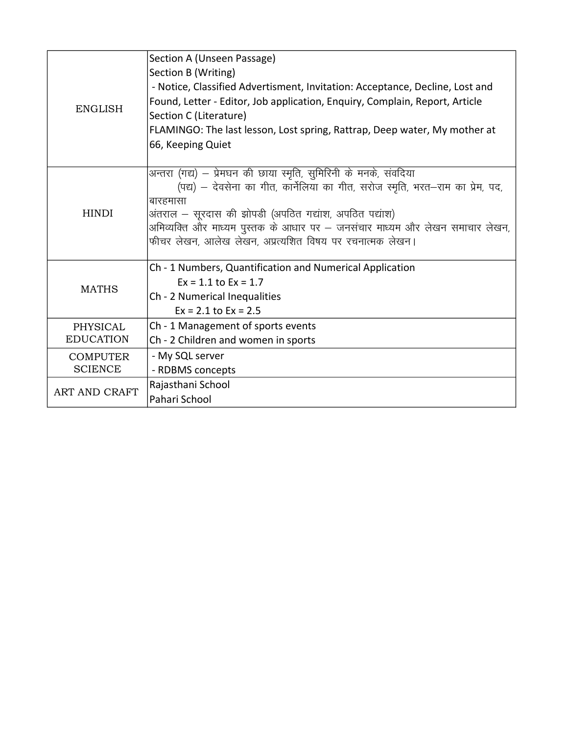| | |
|---|---|
| ENGLISH | Section A (Unseen Passage)<br>Section B (Writing)<br>- Notice, Classified Advertisment, Invitation: Acceptance, Decline, Lost and Found, Letter - Editor, Job application, Enquiry, Complain, Report, Article<br>Section C (Literature)<br>FLAMINGO: The last lesson, Lost spring, Rattrap, Deep water, My mother at 66, Keeping Quiet |
| HINDI | अन्तरा (गद्य) – प्रेमघन की छाया स्मृति, सुमिरिनी के मनके, संवदिया<br>(पद्य) – देवसेना का गीत, कार्नेलिया का गीत, सरोज स्मृति, भरत–राम का प्रेम, पद, बारहमासा<br>अंतराल – सूरदास की झोपडी (अपठित गद्यांश, अपठित पद्यांश)<br>अभिव्यक्ति और माध्यम पुस्तक के आधार पर – जनसंचार माध्यम और लेखन समाचार लेखन, फीचर लेखन, आलेख लेखन, अप्रत्यशित विषय पर रचनात्मक लेखन। |
| MATHS | Ch - 1 Numbers, Quantification and Numerical Application<br>Ex = 1.1 to Ex = 1.7<br>Ch - 2 Numerical Inequalities<br>Ex = 2.1 to Ex = 2.5 |
| PHYSICAL EDUCATION | Ch - 1 Management of sports events<br>Ch - 2 Children and women in sports |
| COMPUTER SCIENCE | - My SQL server<br>- RDBMS concepts |
| ART AND CRAFT | Rajasthani School<br>Pahari School |